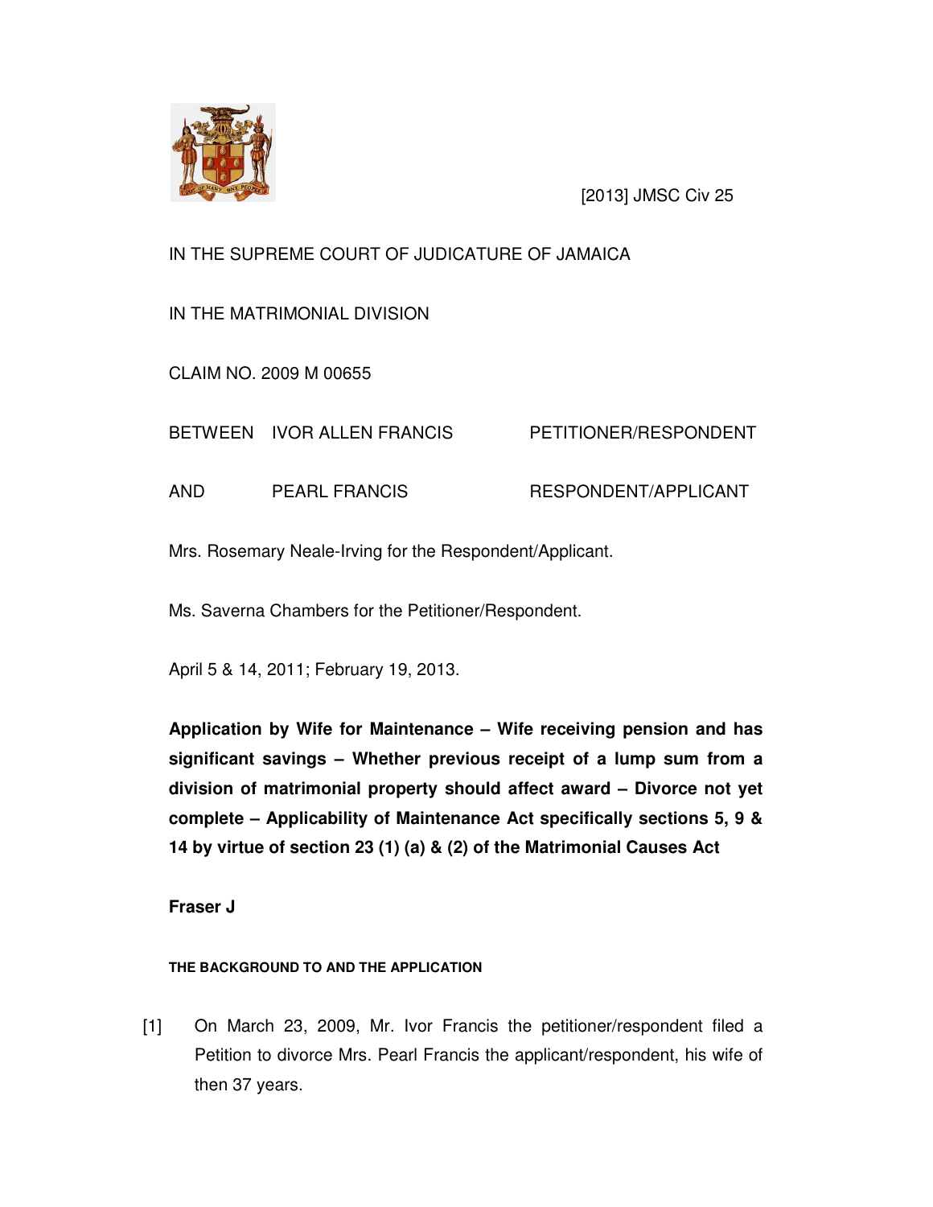[2013] JMSC Civ 25

IN THE SUPREME COURT OF JUDICATURE OF JAMAICA

IN THE MATRIMONIAL DIVISION

CLAIM NO. 2009 M 00655

| | | |
|---|---|---|
| BETWEEN | IVOR ALLEN FRANCIS | PETITIONER/RESPONDENT |
| AND | PEARL FRANCIS | RESPONDENT/APPLICANT |

Mrs. Rosemary Neale-Irving for the Respondent/Applicant.

Ms. Saverna Chambers for the Petitioner/Respondent.

April 5 & 14, 2011; February 19, 2013.

**Application by Wife for Maintenance – Wife receiving pension and has significant savings – Whether previous receipt of a lump sum from a division of matrimonial property should affect award – Divorce not yet complete – Applicability of Maintenance Act specifically sections 5, 9 & 14 by virtue of section 23 (1) (a) & (2) of the Matrimonial Causes Act**

**Fraser J**

#### THE BACKGROUND TO AND THE APPLICATION

[1] On March 23, 2009, Mr. Ivor Francis the petitioner/respondent filed a Petition to divorce Mrs. Pearl Francis the applicant/respondent, his wife of then 37 years.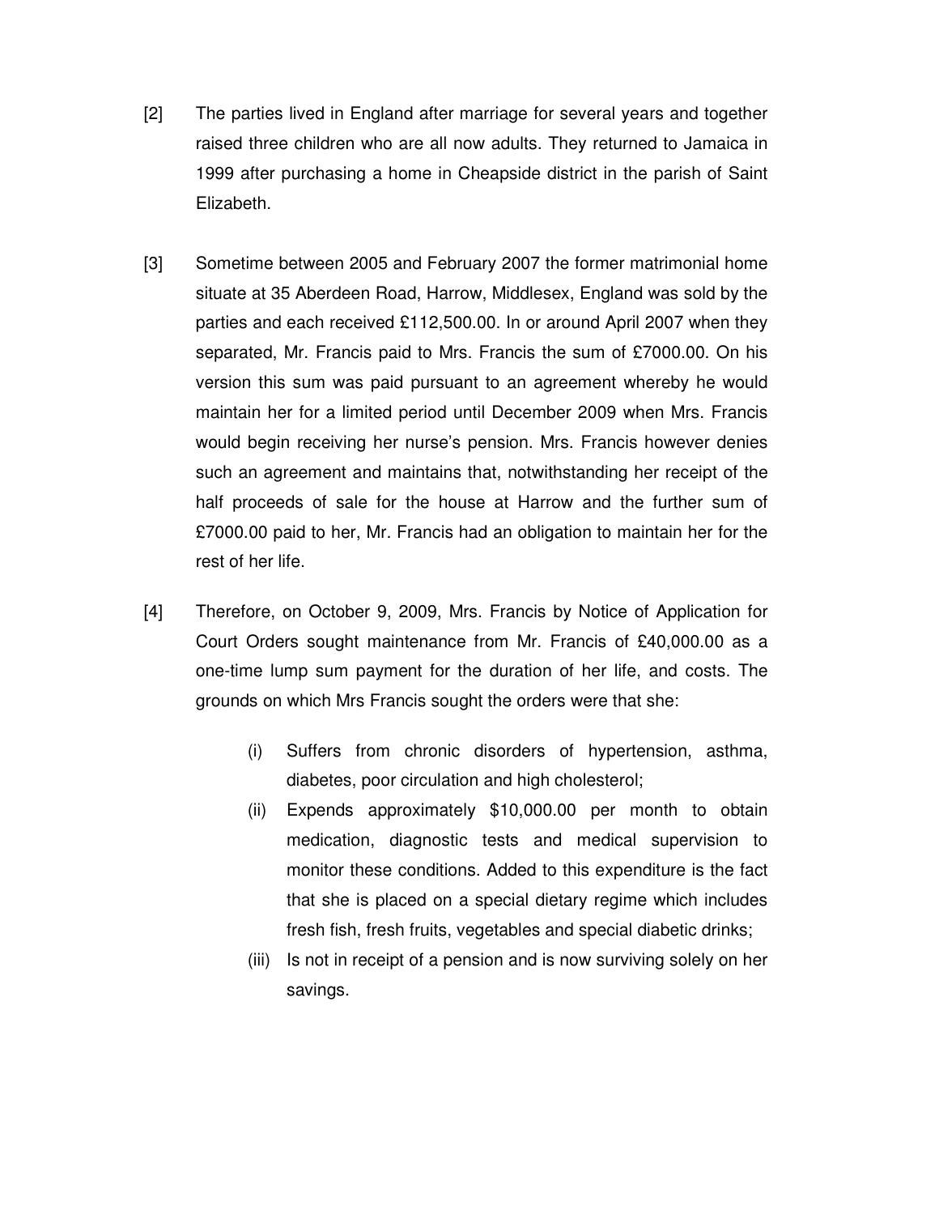[2] The parties lived in England after marriage for several years and together raised three children who are all now adults. They returned to Jamaica in 1999 after purchasing a home in Cheapside district in the parish of Saint Elizabeth.

[3] Sometime between 2005 and February 2007 the former matrimonial home situate at 35 Aberdeen Road, Harrow, Middlesex, England was sold by the parties and each received £112,500.00. In or around April 2007 when they separated, Mr. Francis paid to Mrs. Francis the sum of £7000.00. On his version this sum was paid pursuant to an agreement whereby he would maintain her for a limited period until December 2009 when Mrs. Francis would begin receiving her nurse's pension. Mrs. Francis however denies such an agreement and maintains that, notwithstanding her receipt of the half proceeds of sale for the house at Harrow and the further sum of £7000.00 paid to her, Mr. Francis had an obligation to maintain her for the rest of her life.

[4] Therefore, on October 9, 2009, Mrs. Francis by Notice of Application for Court Orders sought maintenance from Mr. Francis of £40,000.00 as a one-time lump sum payment for the duration of her life, and costs. The grounds on which Mrs Francis sought the orders were that she:

(i) Suffers from chronic disorders of hypertension, asthma, diabetes, poor circulation and high cholesterol;

(ii) Expends approximately $10,000.00 per month to obtain medication, diagnostic tests and medical supervision to monitor these conditions. Added to this expenditure is the fact that she is placed on a special dietary regime which includes fresh fish, fresh fruits, vegetables and special diabetic drinks;

(iii) Is not in receipt of a pension and is now surviving solely on her savings.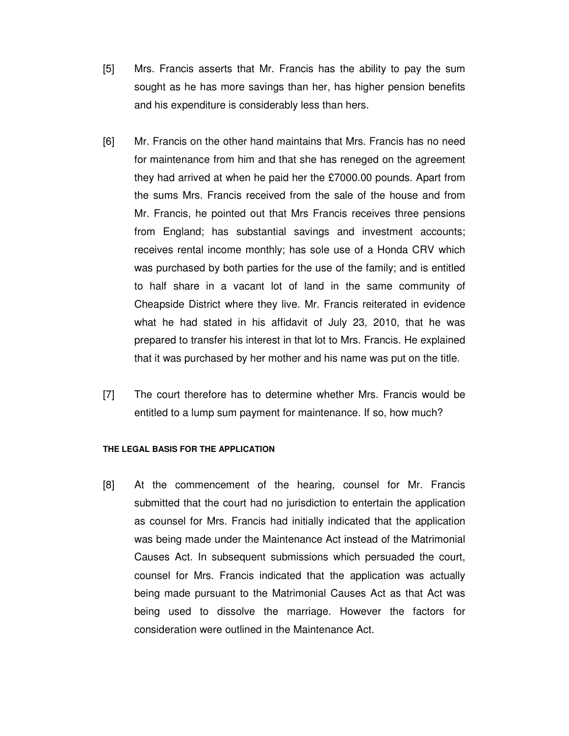[5] Mrs. Francis asserts that Mr. Francis has the ability to pay the sum sought as he has more savings than her, has higher pension benefits and his expenditure is considerably less than hers.

[6] Mr. Francis on the other hand maintains that Mrs. Francis has no need for maintenance from him and that she has reneged on the agreement they had arrived at when he paid her the £7000.00 pounds. Apart from the sums Mrs. Francis received from the sale of the house and from Mr. Francis, he pointed out that Mrs Francis receives three pensions from England; has substantial savings and investment accounts; receives rental income monthly; has sole use of a Honda CRV which was purchased by both parties for the use of the family; and is entitled to half share in a vacant lot of land in the same community of Cheapside District where they live. Mr. Francis reiterated in evidence what he had stated in his affidavit of July 23, 2010, that he was prepared to transfer his interest in that lot to Mrs. Francis. He explained that it was purchased by her mother and his name was put on the title.

[7] The court therefore has to determine whether Mrs. Francis would be entitled to a lump sum payment for maintenance. If so, how much?

#### THE LEGAL BASIS FOR THE APPLICATION

[8] At the commencement of the hearing, counsel for Mr. Francis submitted that the court had no jurisdiction to entertain the application as counsel for Mrs. Francis had initially indicated that the application was being made under the Maintenance Act instead of the Matrimonial Causes Act. In subsequent submissions which persuaded the court, counsel for Mrs. Francis indicated that the application was actually being made pursuant to the Matrimonial Causes Act as that Act was being used to dissolve the marriage. However the factors for consideration were outlined in the Maintenance Act.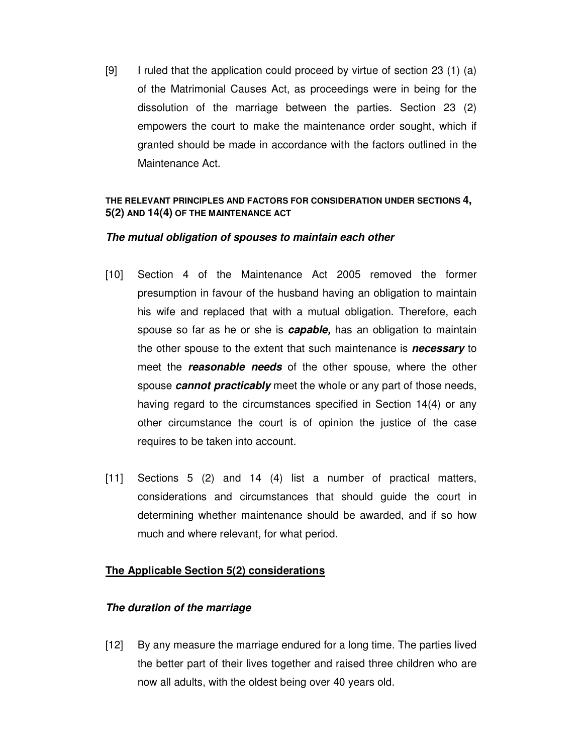[9] I ruled that the application could proceed by virtue of section 23 (1) (a) of the Matrimonial Causes Act, as proceedings were in being for the dissolution of the marriage between the parties. Section 23 (2) empowers the court to make the maintenance order sought, which if granted should be made in accordance with the factors outlined in the Maintenance Act.

**THE RELEVANT PRINCIPLES AND FACTORS FOR CONSIDERATION UNDER SECTIONS 4, 5(2) AND 14(4) OF THE MAINTENANCE ACT**

***The mutual obligation of spouses to maintain each other***

[10] Section 4 of the Maintenance Act 2005 removed the former presumption in favour of the husband having an obligation to maintain his wife and replaced that with a mutual obligation. Therefore, each spouse so far as he or she is ***capable,*** has an obligation to maintain the other spouse to the extent that such maintenance is ***necessary*** to meet the ***reasonable needs*** of the other spouse, where the other spouse ***cannot practicably*** meet the whole or any part of those needs, having regard to the circumstances specified in Section 14(4) or any other circumstance the court is of opinion the justice of the case requires to be taken into account.

[11] Sections 5 (2) and 14 (4) list a number of practical matters, considerations and circumstances that should guide the court in determining whether maintenance should be awarded, and if so how much and where relevant, for what period.

**The Applicable Section 5(2) considerations**

***The duration of the marriage***

[12] By any measure the marriage endured for a long time. The parties lived the better part of their lives together and raised three children who are now all adults, with the oldest being over 40 years old.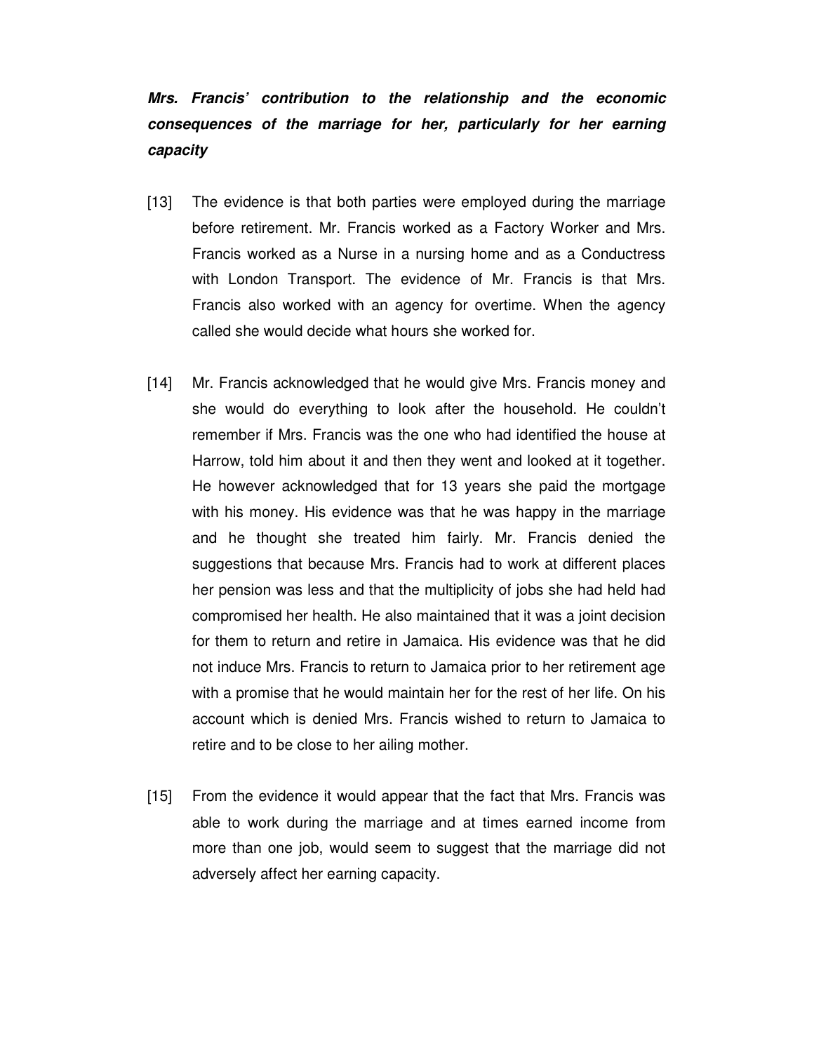***Mrs. Francis' contribution to the relationship and the economic consequences of the marriage for her, particularly for her earning capacity***

[13] The evidence is that both parties were employed during the marriage before retirement. Mr. Francis worked as a Factory Worker and Mrs. Francis worked as a Nurse in a nursing home and as a Conductress with London Transport. The evidence of Mr. Francis is that Mrs. Francis also worked with an agency for overtime. When the agency called she would decide what hours she worked for.

[14] Mr. Francis acknowledged that he would give Mrs. Francis money and she would do everything to look after the household. He couldn't remember if Mrs. Francis was the one who had identified the house at Harrow, told him about it and then they went and looked at it together. He however acknowledged that for 13 years she paid the mortgage with his money. His evidence was that he was happy in the marriage and he thought she treated him fairly. Mr. Francis denied the suggestions that because Mrs. Francis had to work at different places her pension was less and that the multiplicity of jobs she had held had compromised her health. He also maintained that it was a joint decision for them to return and retire in Jamaica. His evidence was that he did not induce Mrs. Francis to return to Jamaica prior to her retirement age with a promise that he would maintain her for the rest of her life. On his account which is denied Mrs. Francis wished to return to Jamaica to retire and to be close to her ailing mother.

[15] From the evidence it would appear that the fact that Mrs. Francis was able to work during the marriage and at times earned income from more than one job, would seem to suggest that the marriage did not adversely affect her earning capacity.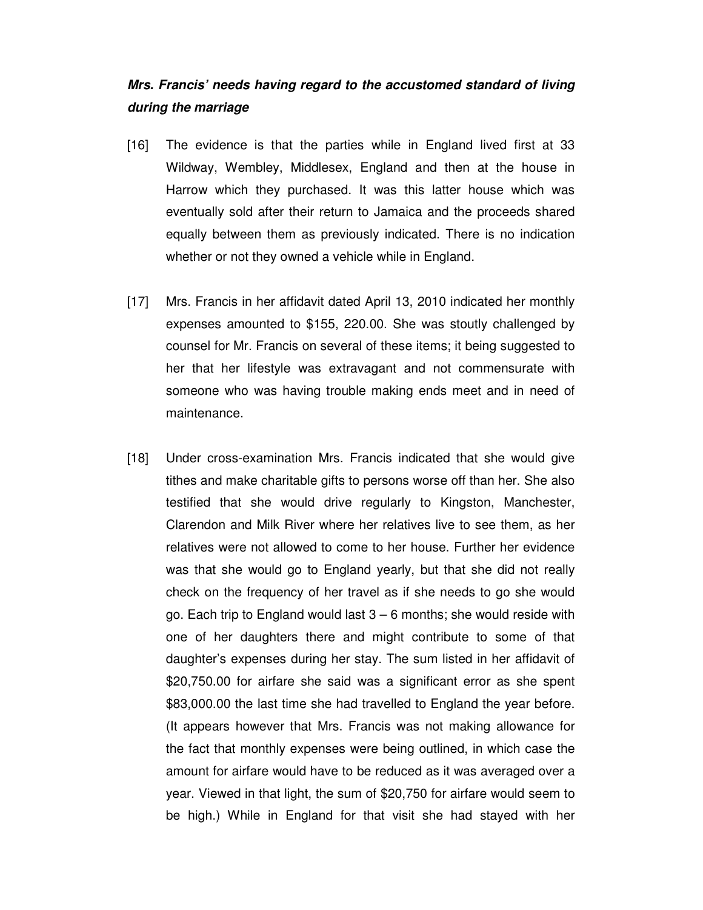***Mrs. Francis' needs having regard to the accustomed standard of living during the marriage***

[16] The evidence is that the parties while in England lived first at 33 Wildway, Wembley, Middlesex, England and then at the house in Harrow which they purchased. It was this latter house which was eventually sold after their return to Jamaica and the proceeds shared equally between them as previously indicated. There is no indication whether or not they owned a vehicle while in England.

[17] Mrs. Francis in her affidavit dated April 13, 2010 indicated her monthly expenses amounted to $155, 220.00. She was stoutly challenged by counsel for Mr. Francis on several of these items; it being suggested to her that her lifestyle was extravagant and not commensurate with someone who was having trouble making ends meet and in need of maintenance.

[18] Under cross-examination Mrs. Francis indicated that she would give tithes and make charitable gifts to persons worse off than her. She also testified that she would drive regularly to Kingston, Manchester, Clarendon and Milk River where her relatives live to see them, as her relatives were not allowed to come to her house. Further her evidence was that she would go to England yearly, but that she did not really check on the frequency of her travel as if she needs to go she would go. Each trip to England would last 3 – 6 months; she would reside with one of her daughters there and might contribute to some of that daughter's expenses during her stay. The sum listed in her affidavit of $20,750.00 for airfare she said was a significant error as she spent $83,000.00 the last time she had travelled to England the year before. (It appears however that Mrs. Francis was not making allowance for the fact that monthly expenses were being outlined, in which case the amount for airfare would have to be reduced as it was averaged over a year. Viewed in that light, the sum of $20,750 for airfare would seem to be high.) While in England for that visit she had stayed with her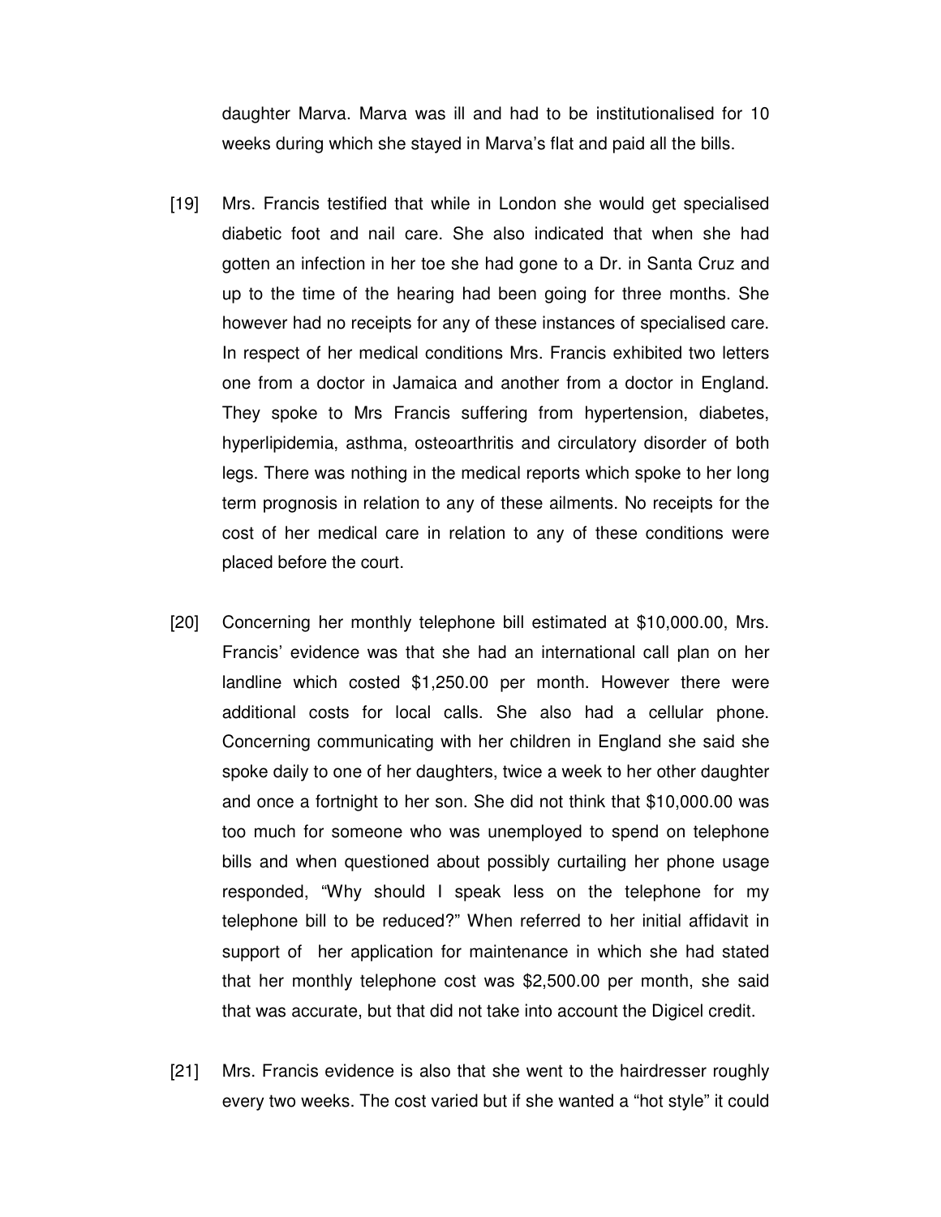daughter Marva. Marva was ill and had to be institutionalised for 10 weeks during which she stayed in Marva's flat and paid all the bills.

[19] Mrs. Francis testified that while in London she would get specialised diabetic foot and nail care. She also indicated that when she had gotten an infection in her toe she had gone to a Dr. in Santa Cruz and up to the time of the hearing had been going for three months. She however had no receipts for any of these instances of specialised care. In respect of her medical conditions Mrs. Francis exhibited two letters one from a doctor in Jamaica and another from a doctor in England. They spoke to Mrs Francis suffering from hypertension, diabetes, hyperlipidemia, asthma, osteoarthritis and circulatory disorder of both legs. There was nothing in the medical reports which spoke to her long term prognosis in relation to any of these ailments. No receipts for the cost of her medical care in relation to any of these conditions were placed before the court.

[20] Concerning her monthly telephone bill estimated at $10,000.00, Mrs. Francis' evidence was that she had an international call plan on her landline which costed $1,250.00 per month. However there were additional costs for local calls. She also had a cellular phone. Concerning communicating with her children in England she said she spoke daily to one of her daughters, twice a week to her other daughter and once a fortnight to her son. She did not think that $10,000.00 was too much for someone who was unemployed to spend on telephone bills and when questioned about possibly curtailing her phone usage responded, "Why should I speak less on the telephone for my telephone bill to be reduced?" When referred to her initial affidavit in support of her application for maintenance in which she had stated that her monthly telephone cost was $2,500.00 per month, she said that was accurate, but that did not take into account the Digicel credit.

[21] Mrs. Francis evidence is also that she went to the hairdresser roughly every two weeks. The cost varied but if she wanted a "hot style" it could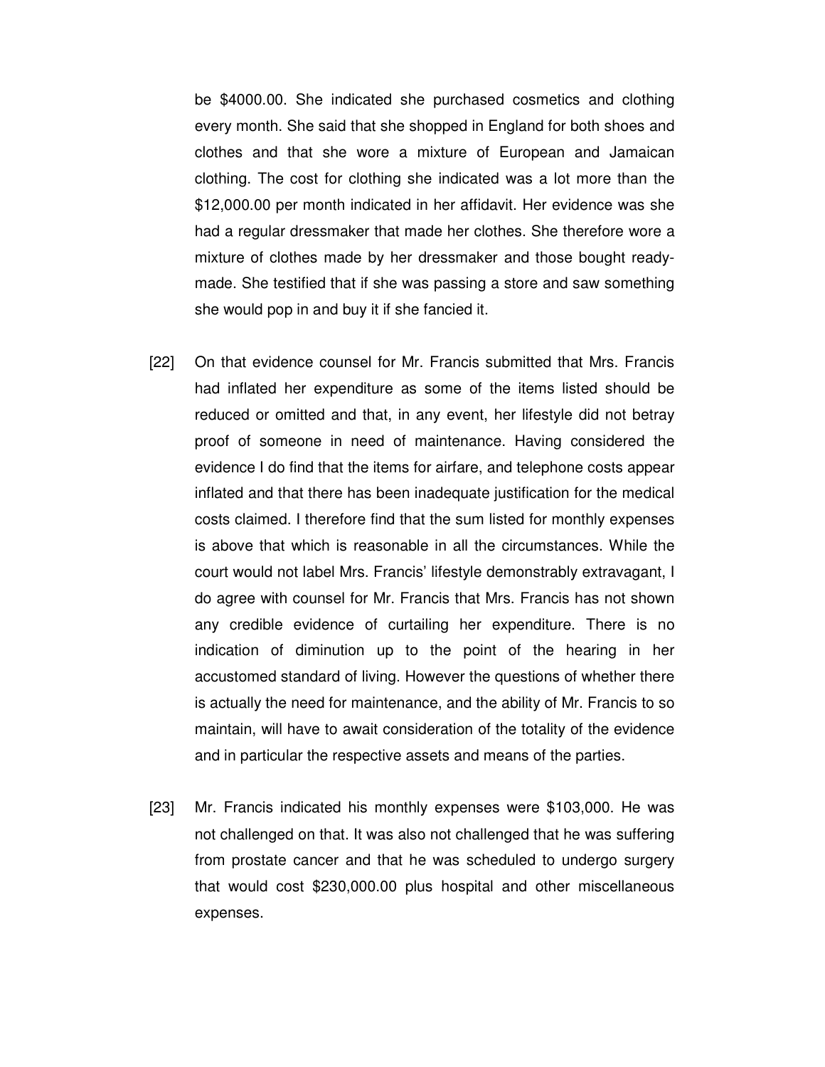be $4000.00. She indicated she purchased cosmetics and clothing every month. She said that she shopped in England for both shoes and clothes and that she wore a mixture of European and Jamaican clothing. The cost for clothing she indicated was a lot more than the $12,000.00 per month indicated in her affidavit. Her evidence was she had a regular dressmaker that made her clothes. She therefore wore a mixture of clothes made by her dressmaker and those bought ready-made. She testified that if she was passing a store and saw something she would pop in and buy it if she fancied it.

[22] On that evidence counsel for Mr. Francis submitted that Mrs. Francis had inflated her expenditure as some of the items listed should be reduced or omitted and that, in any event, her lifestyle did not betray proof of someone in need of maintenance. Having considered the evidence I do find that the items for airfare, and telephone costs appear inflated and that there has been inadequate justification for the medical costs claimed. I therefore find that the sum listed for monthly expenses is above that which is reasonable in all the circumstances. While the court would not label Mrs. Francis' lifestyle demonstrably extravagant, I do agree with counsel for Mr. Francis that Mrs. Francis has not shown any credible evidence of curtailing her expenditure. There is no indication of diminution up to the point of the hearing in her accustomed standard of living. However the questions of whether there is actually the need for maintenance, and the ability of Mr. Francis to so maintain, will have to await consideration of the totality of the evidence and in particular the respective assets and means of the parties.

[23] Mr. Francis indicated his monthly expenses were $103,000. He was not challenged on that. It was also not challenged that he was suffering from prostate cancer and that he was scheduled to undergo surgery that would cost $230,000.00 plus hospital and other miscellaneous expenses.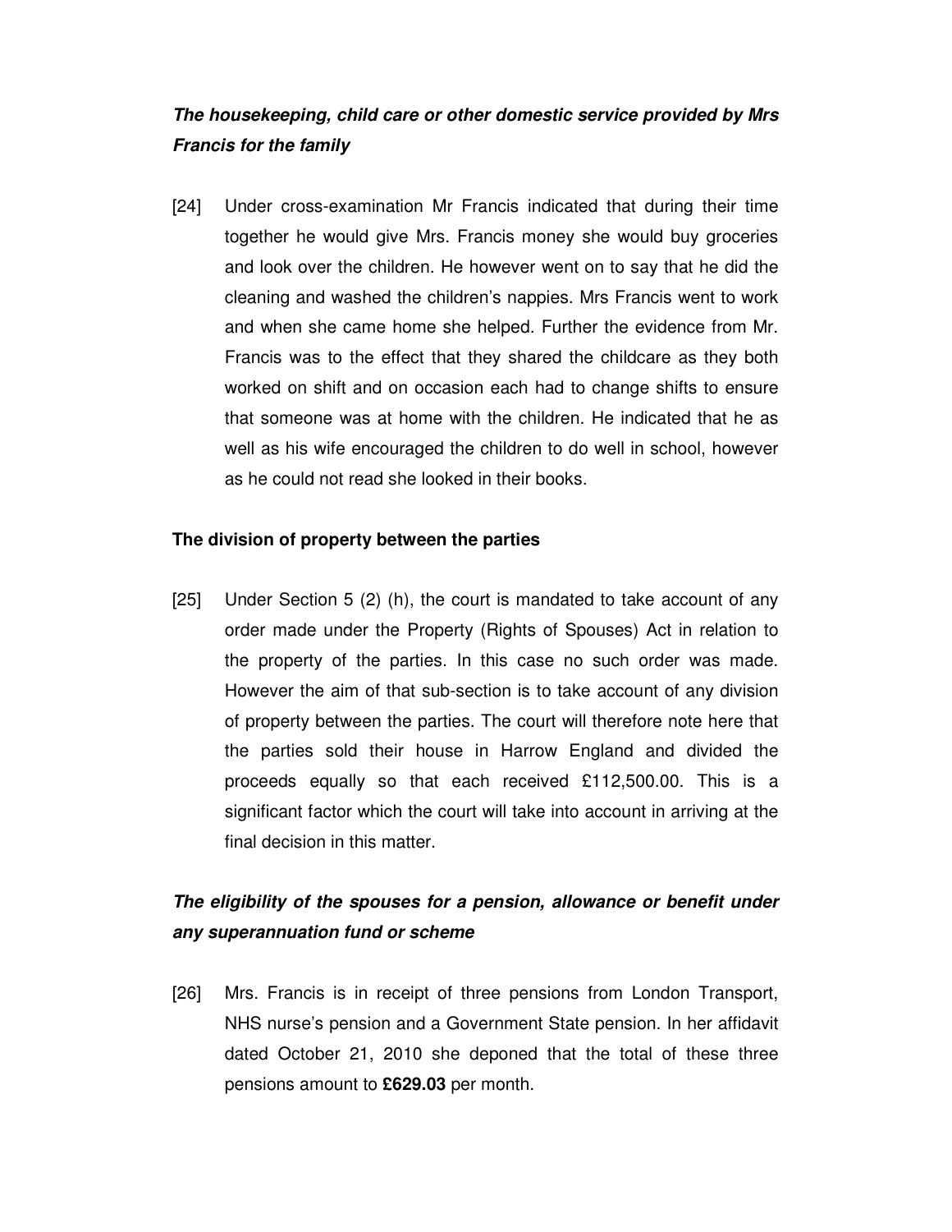***The housekeeping, child care or other domestic service provided by Mrs Francis for the family***

[24] Under cross-examination Mr Francis indicated that during their time together he would give Mrs. Francis money she would buy groceries and look over the children. He however went on to say that he did the cleaning and washed the children's nappies. Mrs Francis went to work and when she came home she helped. Further the evidence from Mr. Francis was to the effect that they shared the childcare as they both worked on shift and on occasion each had to change shifts to ensure that someone was at home with the children. He indicated that he as well as his wife encouraged the children to do well in school, however as he could not read she looked in their books.

**The division of property between the parties**

[25] Under Section 5 (2) (h), the court is mandated to take account of any order made under the Property (Rights of Spouses) Act in relation to the property of the parties. In this case no such order was made. However the aim of that sub-section is to take account of any division of property between the parties. The court will therefore note here that the parties sold their house in Harrow England and divided the proceeds equally so that each received £112,500.00. This is a significant factor which the court will take into account in arriving at the final decision in this matter.

***The eligibility of the spouses for a pension, allowance or benefit under any superannuation fund or scheme***

[26] Mrs. Francis is in receipt of three pensions from London Transport, NHS nurse's pension and a Government State pension. In her affidavit dated October 21, 2010 she deponed that the total of these three pensions amount to **£629.03** per month.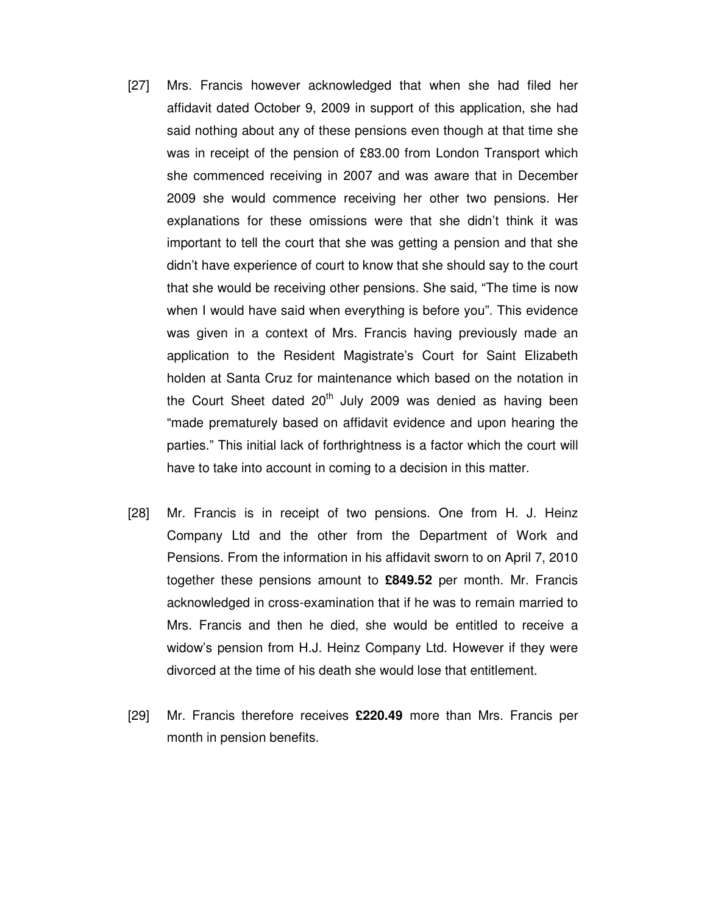[27] Mrs. Francis however acknowledged that when she had filed her affidavit dated October 9, 2009 in support of this application, she had said nothing about any of these pensions even though at that time she was in receipt of the pension of £83.00 from London Transport which she commenced receiving in 2007 and was aware that in December 2009 she would commence receiving her other two pensions. Her explanations for these omissions were that she didn't think it was important to tell the court that she was getting a pension and that she didn't have experience of court to know that she should say to the court that she would be receiving other pensions. She said, "The time is now when I would have said when everything is before you". This evidence was given in a context of Mrs. Francis having previously made an application to the Resident Magistrate's Court for Saint Elizabeth holden at Santa Cruz for maintenance which based on the notation in the Court Sheet dated 20th July 2009 was denied as having been "made prematurely based on affidavit evidence and upon hearing the parties." This initial lack of forthrightness is a factor which the court will have to take into account in coming to a decision in this matter.

[28] Mr. Francis is in receipt of two pensions. One from H. J. Heinz Company Ltd and the other from the Department of Work and Pensions. From the information in his affidavit sworn to on April 7, 2010 together these pensions amount to **£849.52** per month. Mr. Francis acknowledged in cross-examination that if he was to remain married to Mrs. Francis and then he died, she would be entitled to receive a widow's pension from H.J. Heinz Company Ltd. However if they were divorced at the time of his death she would lose that entitlement.

[29] Mr. Francis therefore receives **£220.49** more than Mrs. Francis per month in pension benefits.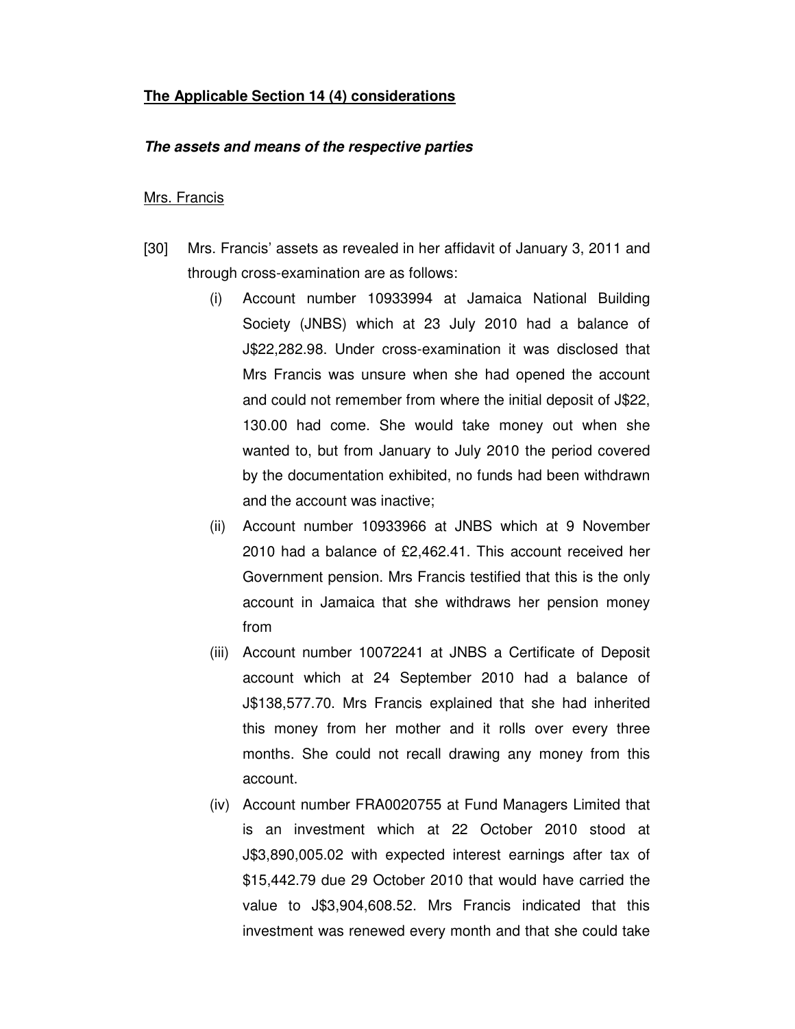**The Applicable Section 14 (4) considerations**

***The assets and means of the respective parties***

Mrs. Francis

[30] Mrs. Francis' assets as revealed in her affidavit of January 3, 2011 and through cross-examination are as follows:

(i) Account number 10933994 at Jamaica National Building Society (JNBS) which at 23 July 2010 had a balance of J$22,282.98. Under cross-examination it was disclosed that Mrs Francis was unsure when she had opened the account and could not remember from where the initial deposit of J$22, 130.00 had come. She would take money out when she wanted to, but from January to July 2010 the period covered by the documentation exhibited, no funds had been withdrawn and the account was inactive;

(ii) Account number 10933966 at JNBS which at 9 November 2010 had a balance of £2,462.41. This account received her Government pension. Mrs Francis testified that this is the only account in Jamaica that she withdraws her pension money from

(iii) Account number 10072241 at JNBS a Certificate of Deposit account which at 24 September 2010 had a balance of J$138,577.70. Mrs Francis explained that she had inherited this money from her mother and it rolls over every three months. She could not recall drawing any money from this account.

(iv) Account number FRA0020755 at Fund Managers Limited that is an investment which at 22 October 2010 stood at J$3,890,005.02 with expected interest earnings after tax of $15,442.79 due 29 October 2010 that would have carried the value to J$3,904,608.52. Mrs Francis indicated that this investment was renewed every month and that she could take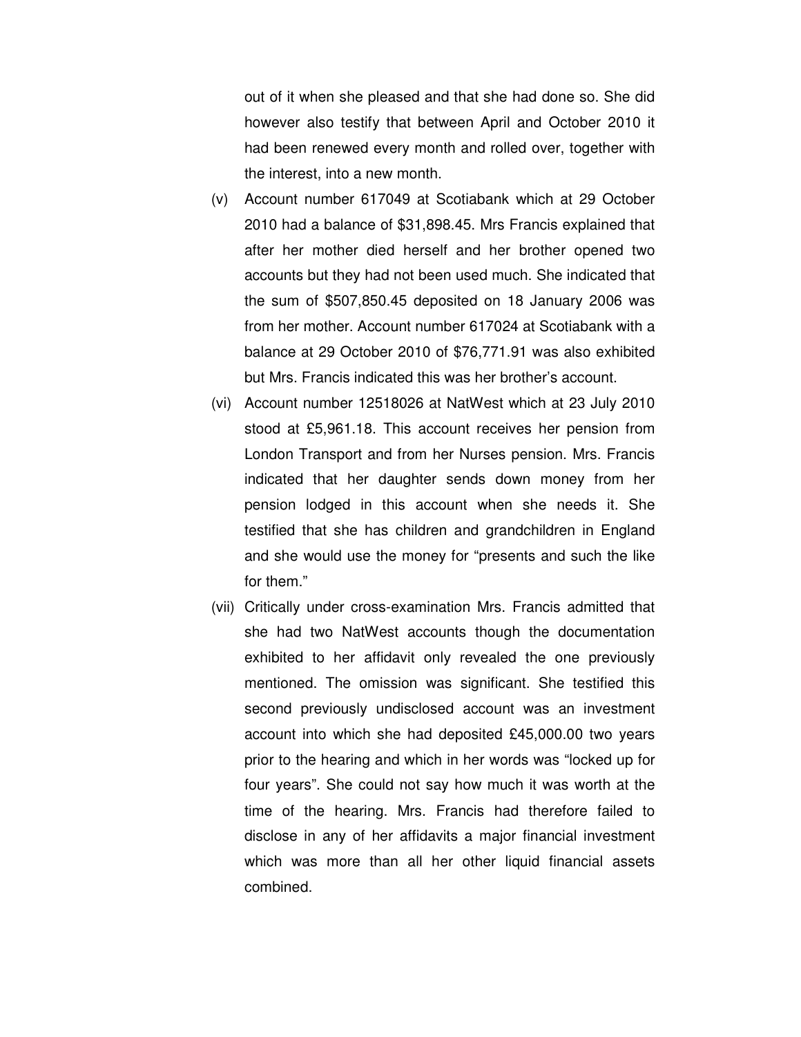out of it when she pleased and that she had done so. She did however also testify that between April and October 2010 it had been renewed every month and rolled over, together with the interest, into a new month.

(v) Account number 617049 at Scotiabank which at 29 October 2010 had a balance of $31,898.45. Mrs Francis explained that after her mother died herself and her brother opened two accounts but they had not been used much. She indicated that the sum of $507,850.45 deposited on 18 January 2006 was from her mother. Account number 617024 at Scotiabank with a balance at 29 October 2010 of $76,771.91 was also exhibited but Mrs. Francis indicated this was her brother's account.

(vi) Account number 12518026 at NatWest which at 23 July 2010 stood at £5,961.18. This account receives her pension from London Transport and from her Nurses pension. Mrs. Francis indicated that her daughter sends down money from her pension lodged in this account when she needs it. She testified that she has children and grandchildren in England and she would use the money for "presents and such the like for them."

(vii) Critically under cross-examination Mrs. Francis admitted that she had two NatWest accounts though the documentation exhibited to her affidavit only revealed the one previously mentioned. The omission was significant. She testified this second previously undisclosed account was an investment account into which she had deposited £45,000.00 two years prior to the hearing and which in her words was "locked up for four years". She could not say how much it was worth at the time of the hearing. Mrs. Francis had therefore failed to disclose in any of her affidavits a major financial investment which was more than all her other liquid financial assets combined.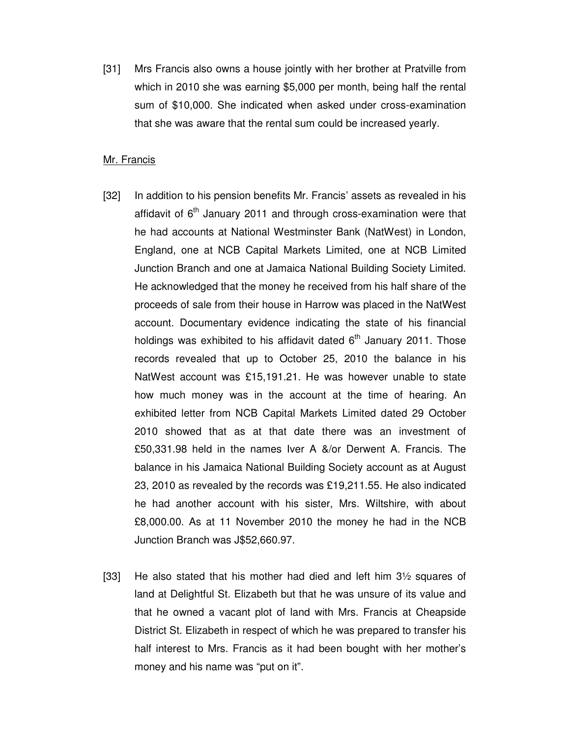[31] Mrs Francis also owns a house jointly with her brother at Pratville from which in 2010 she was earning $5,000 per month, being half the rental sum of $10,000. She indicated when asked under cross-examination that she was aware that the rental sum could be increased yearly.

Mr. Francis

[32] In addition to his pension benefits Mr. Francis' assets as revealed in his affidavit of 6th January 2011 and through cross-examination were that he had accounts at National Westminster Bank (NatWest) in London, England, one at NCB Capital Markets Limited, one at NCB Limited Junction Branch and one at Jamaica National Building Society Limited. He acknowledged that the money he received from his half share of the proceeds of sale from their house in Harrow was placed in the NatWest account. Documentary evidence indicating the state of his financial holdings was exhibited to his affidavit dated 6th January 2011. Those records revealed that up to October 25, 2010 the balance in his NatWest account was £15,191.21. He was however unable to state how much money was in the account at the time of hearing. An exhibited letter from NCB Capital Markets Limited dated 29 October 2010 showed that as at that date there was an investment of £50,331.98 held in the names Iver A &/or Derwent A. Francis. The balance in his Jamaica National Building Society account as at August 23, 2010 as revealed by the records was £19,211.55. He also indicated he had another account with his sister, Mrs. Wiltshire, with about £8,000.00. As at 11 November 2010 the money he had in the NCB Junction Branch was J$52,660.97.

[33] He also stated that his mother had died and left him 3½ squares of land at Delightful St. Elizabeth but that he was unsure of its value and that he owned a vacant plot of land with Mrs. Francis at Cheapside District St. Elizabeth in respect of which he was prepared to transfer his half interest to Mrs. Francis as it had been bought with her mother's money and his name was "put on it".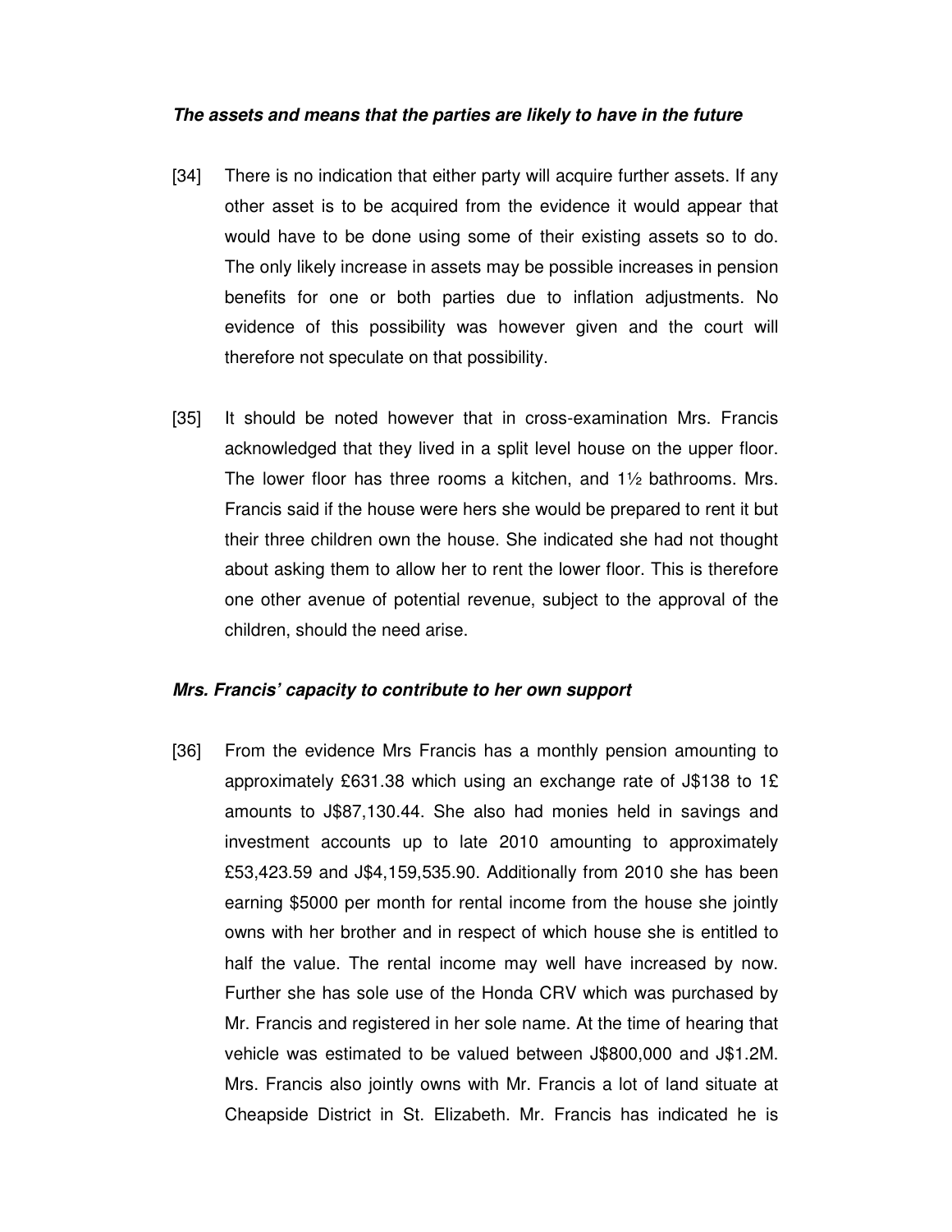***The assets and means that the parties are likely to have in the future***

[34] There is no indication that either party will acquire further assets. If any other asset is to be acquired from the evidence it would appear that would have to be done using some of their existing assets so to do. The only likely increase in assets may be possible increases in pension benefits for one or both parties due to inflation adjustments. No evidence of this possibility was however given and the court will therefore not speculate on that possibility.

[35] It should be noted however that in cross-examination Mrs. Francis acknowledged that they lived in a split level house on the upper floor. The lower floor has three rooms a kitchen, and 1½ bathrooms. Mrs. Francis said if the house were hers she would be prepared to rent it but their three children own the house. She indicated she had not thought about asking them to allow her to rent the lower floor. This is therefore one other avenue of potential revenue, subject to the approval of the children, should the need arise.

***Mrs. Francis' capacity to contribute to her own support***

[36] From the evidence Mrs Francis has a monthly pension amounting to approximately £631.38 which using an exchange rate of J$138 to 1£ amounts to J$87,130.44. She also had monies held in savings and investment accounts up to late 2010 amounting to approximately £53,423.59 and J$4,159,535.90. Additionally from 2010 she has been earning $5000 per month for rental income from the house she jointly owns with her brother and in respect of which house she is entitled to half the value. The rental income may well have increased by now. Further she has sole use of the Honda CRV which was purchased by Mr. Francis and registered in her sole name. At the time of hearing that vehicle was estimated to be valued between J$800,000 and J$1.2M. Mrs. Francis also jointly owns with Mr. Francis a lot of land situate at Cheapside District in St. Elizabeth. Mr. Francis has indicated he is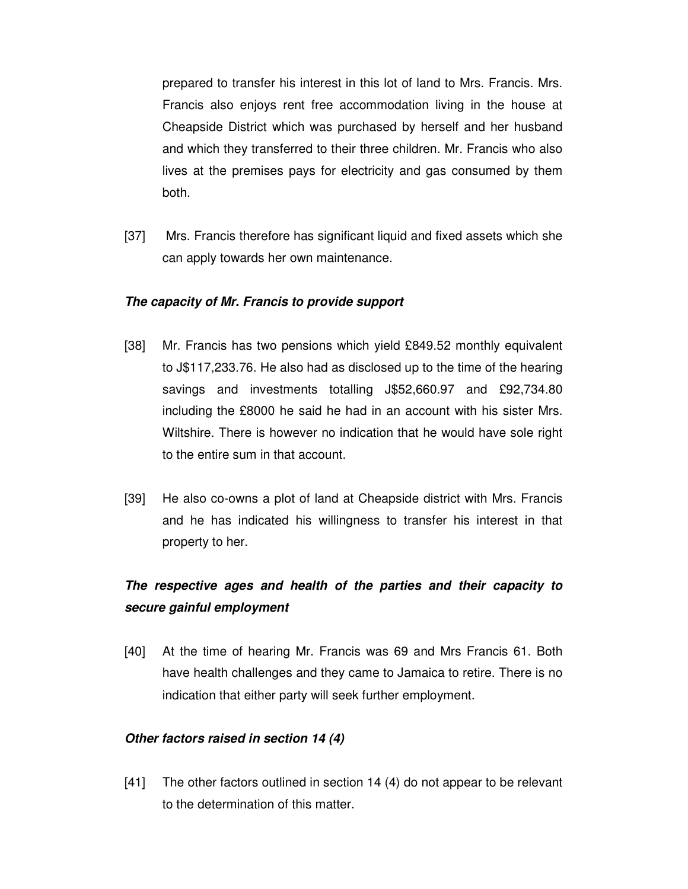prepared to transfer his interest in this lot of land to Mrs. Francis. Mrs. Francis also enjoys rent free accommodation living in the house at Cheapside District which was purchased by herself and her husband and which they transferred to their three children. Mr. Francis who also lives at the premises pays for electricity and gas consumed by them both.

[37] Mrs. Francis therefore has significant liquid and fixed assets which she can apply towards her own maintenance.

***The capacity of Mr. Francis to provide support***

[38] Mr. Francis has two pensions which yield £849.52 monthly equivalent to J$117,233.76. He also had as disclosed up to the time of the hearing savings and investments totalling J$52,660.97 and £92,734.80 including the £8000 he said he had in an account with his sister Mrs. Wiltshire. There is however no indication that he would have sole right to the entire sum in that account.

[39] He also co-owns a plot of land at Cheapside district with Mrs. Francis and he has indicated his willingness to transfer his interest in that property to her.

***The respective ages and health of the parties and their capacity to secure gainful employment***

[40] At the time of hearing Mr. Francis was 69 and Mrs Francis 61. Both have health challenges and they came to Jamaica to retire. There is no indication that either party will seek further employment.

***Other factors raised in section 14 (4)***

[41] The other factors outlined in section 14 (4) do not appear to be relevant to the determination of this matter.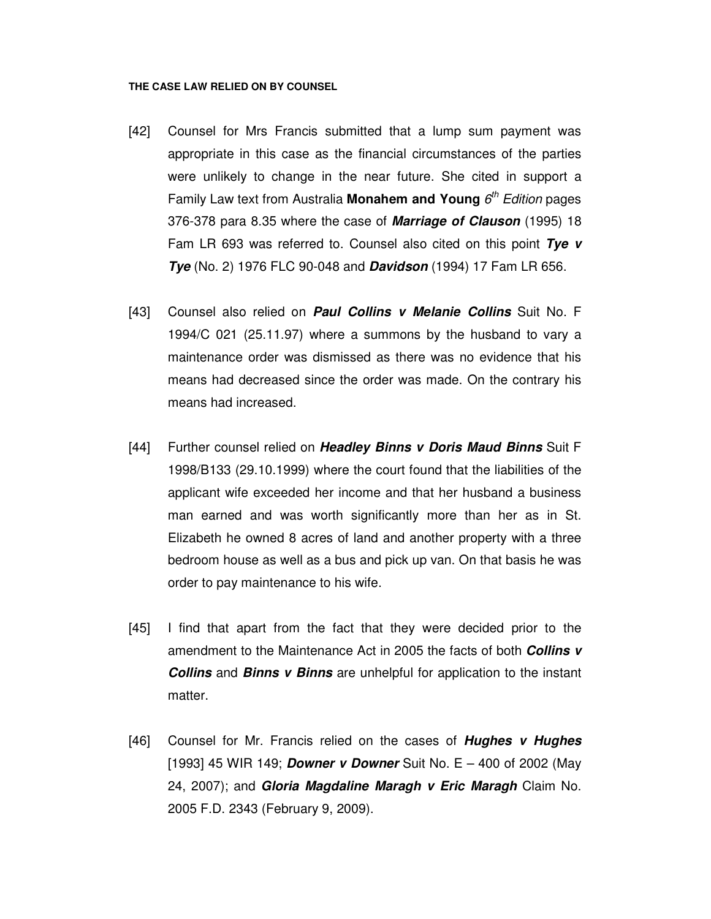**THE CASE LAW RELIED ON BY COUNSEL**

[42] Counsel for Mrs Francis submitted that a lump sum payment was appropriate in this case as the financial circumstances of the parties were unlikely to change in the near future. She cited in support a Family Law text from Australia **Monahem and Young** *6th Edition* pages 376-378 para 8.35 where the case of ***Marriage of Clauson*** (1995) 18 Fam LR 693 was referred to. Counsel also cited on this point ***Tye v Tye*** (No. 2) 1976 FLC 90-048 and ***Davidson*** (1994) 17 Fam LR 656.

[43] Counsel also relied on ***Paul Collins v Melanie Collins*** Suit No. F 1994/C 021 (25.11.97) where a summons by the husband to vary a maintenance order was dismissed as there was no evidence that his means had decreased since the order was made. On the contrary his means had increased.

[44] Further counsel relied on ***Headley Binns v Doris Maud Binns*** Suit F 1998/B133 (29.10.1999) where the court found that the liabilities of the applicant wife exceeded her income and that her husband a business man earned and was worth significantly more than her as in St. Elizabeth he owned 8 acres of land and another property with a three bedroom house as well as a bus and pick up van. On that basis he was order to pay maintenance to his wife.

[45] I find that apart from the fact that they were decided prior to the amendment to the Maintenance Act in 2005 the facts of both ***Collins v Collins*** and ***Binns v Binns*** are unhelpful for application to the instant matter.

[46] Counsel for Mr. Francis relied on the cases of ***Hughes v Hughes*** [1993] 45 WIR 149; ***Downer v Downer*** Suit No. E – 400 of 2002 (May 24, 2007); and ***Gloria Magdaline Maragh v Eric Maragh*** Claim No. 2005 F.D. 2343 (February 9, 2009).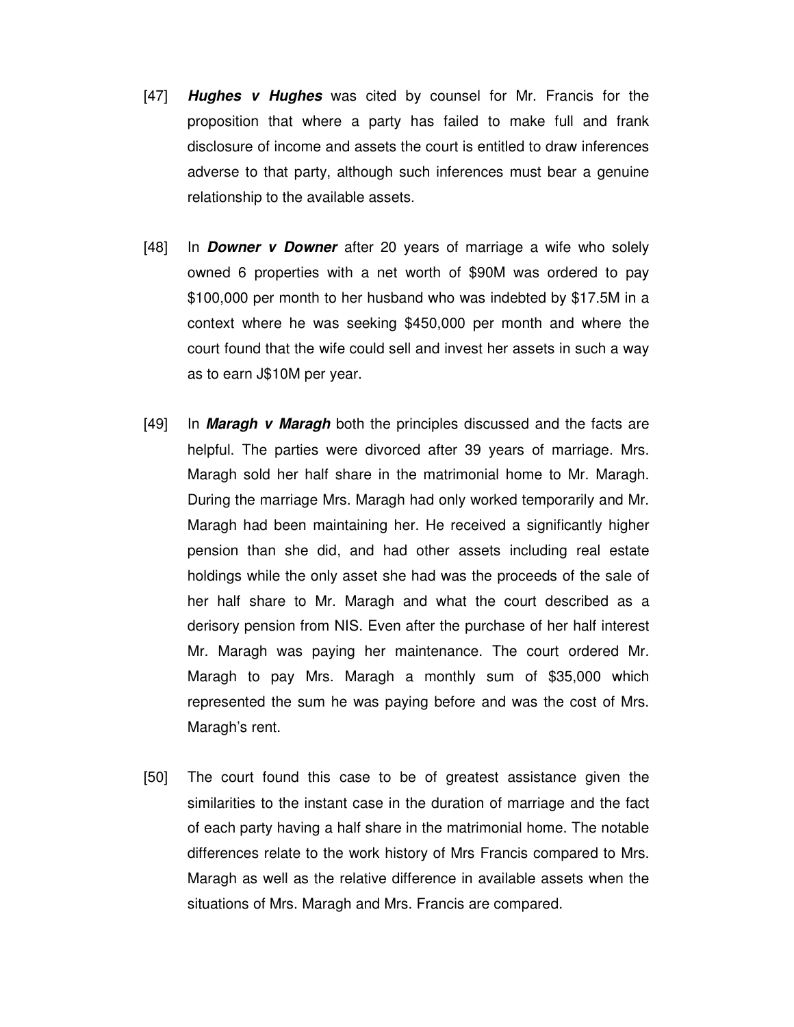[47] ***Hughes v Hughes*** was cited by counsel for Mr. Francis for the proposition that where a party has failed to make full and frank disclosure of income and assets the court is entitled to draw inferences adverse to that party, although such inferences must bear a genuine relationship to the available assets.

[48] In ***Downer v Downer*** after 20 years of marriage a wife who solely owned 6 properties with a net worth of $90M was ordered to pay $100,000 per month to her husband who was indebted by $17.5M in a context where he was seeking $450,000 per month and where the court found that the wife could sell and invest her assets in such a way as to earn J$10M per year.

[49] In ***Maragh v Maragh*** both the principles discussed and the facts are helpful. The parties were divorced after 39 years of marriage. Mrs. Maragh sold her half share in the matrimonial home to Mr. Maragh. During the marriage Mrs. Maragh had only worked temporarily and Mr. Maragh had been maintaining her. He received a significantly higher pension than she did, and had other assets including real estate holdings while the only asset she had was the proceeds of the sale of her half share to Mr. Maragh and what the court described as a derisory pension from NIS. Even after the purchase of her half interest Mr. Maragh was paying her maintenance. The court ordered Mr. Maragh to pay Mrs. Maragh a monthly sum of $35,000 which represented the sum he was paying before and was the cost of Mrs. Maragh's rent.

[50] The court found this case to be of greatest assistance given the similarities to the instant case in the duration of marriage and the fact of each party having a half share in the matrimonial home. The notable differences relate to the work history of Mrs Francis compared to Mrs. Maragh as well as the relative difference in available assets when the situations of Mrs. Maragh and Mrs. Francis are compared.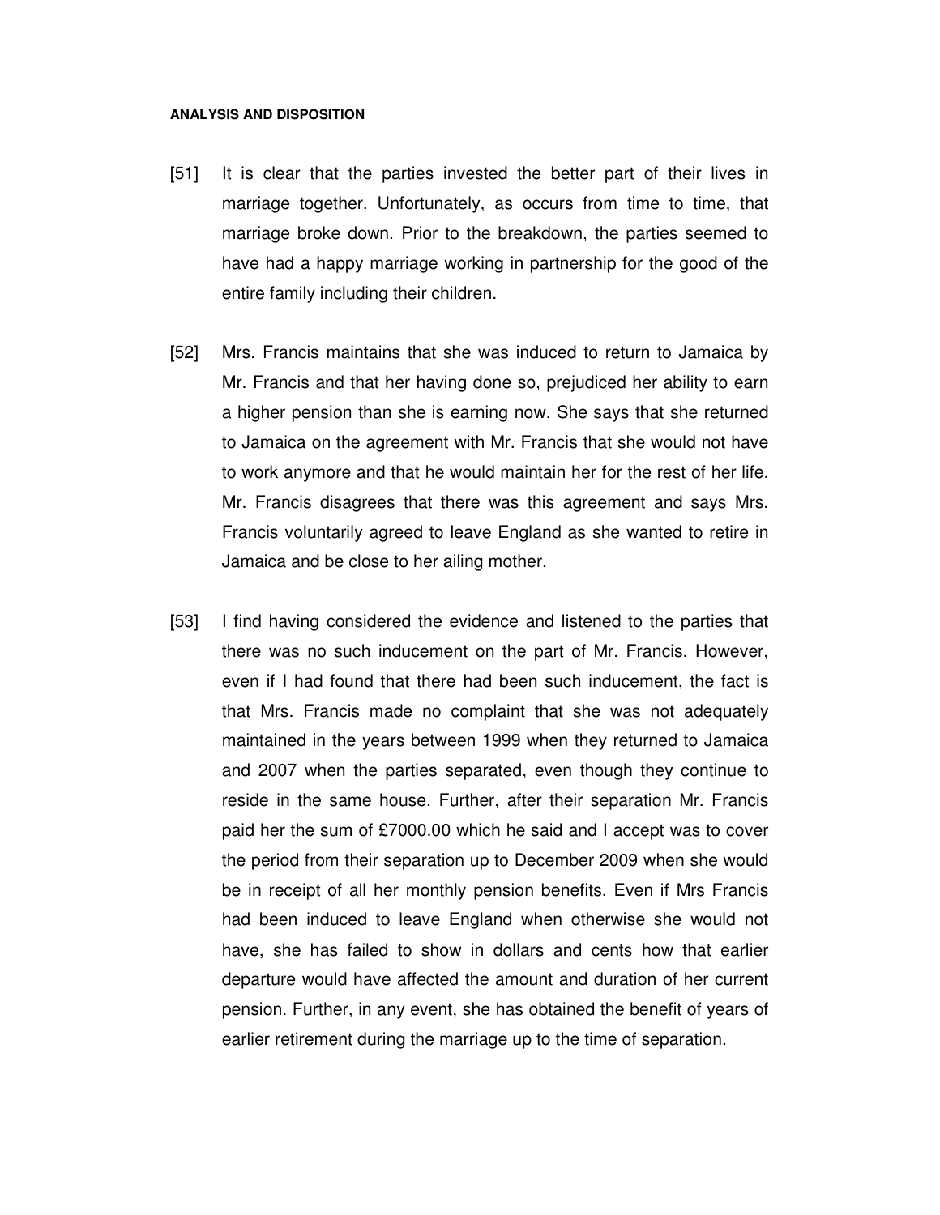**ANALYSIS AND DISPOSITION**

[51] It is clear that the parties invested the better part of their lives in marriage together. Unfortunately, as occurs from time to time, that marriage broke down. Prior to the breakdown, the parties seemed to have had a happy marriage working in partnership for the good of the entire family including their children.

[52] Mrs. Francis maintains that she was induced to return to Jamaica by Mr. Francis and that her having done so, prejudiced her ability to earn a higher pension than she is earning now. She says that she returned to Jamaica on the agreement with Mr. Francis that she would not have to work anymore and that he would maintain her for the rest of her life. Mr. Francis disagrees that there was this agreement and says Mrs. Francis voluntarily agreed to leave England as she wanted to retire in Jamaica and be close to her ailing mother.

[53] I find having considered the evidence and listened to the parties that there was no such inducement on the part of Mr. Francis. However, even if I had found that there had been such inducement, the fact is that Mrs. Francis made no complaint that she was not adequately maintained in the years between 1999 when they returned to Jamaica and 2007 when the parties separated, even though they continue to reside in the same house. Further, after their separation Mr. Francis paid her the sum of £7000.00 which he said and I accept was to cover the period from their separation up to December 2009 when she would be in receipt of all her monthly pension benefits. Even if Mrs Francis had been induced to leave England when otherwise she would not have, she has failed to show in dollars and cents how that earlier departure would have affected the amount and duration of her current pension. Further, in any event, she has obtained the benefit of years of earlier retirement during the marriage up to the time of separation.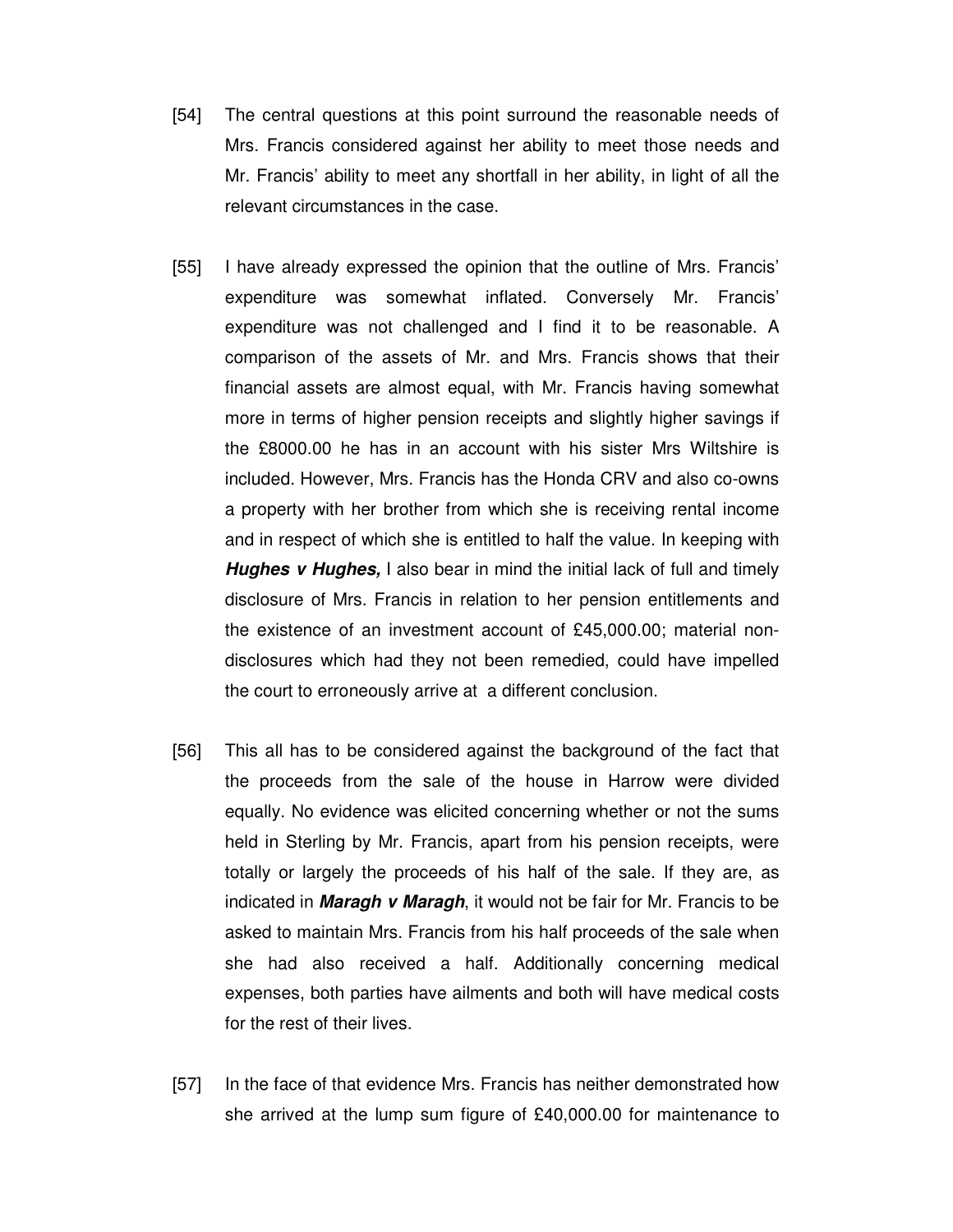[54] The central questions at this point surround the reasonable needs of Mrs. Francis considered against her ability to meet those needs and Mr. Francis' ability to meet any shortfall in her ability, in light of all the relevant circumstances in the case.

[55] I have already expressed the opinion that the outline of Mrs. Francis' expenditure was somewhat inflated. Conversely Mr. Francis' expenditure was not challenged and I find it to be reasonable. A comparison of the assets of Mr. and Mrs. Francis shows that their financial assets are almost equal, with Mr. Francis having somewhat more in terms of higher pension receipts and slightly higher savings if the £8000.00 he has in an account with his sister Mrs Wiltshire is included. However, Mrs. Francis has the Honda CRV and also co-owns a property with her brother from which she is receiving rental income and in respect of which she is entitled to half the value. In keeping with ***Hughes v Hughes,*** I also bear in mind the initial lack of full and timely disclosure of Mrs. Francis in relation to her pension entitlements and the existence of an investment account of £45,000.00; material non-disclosures which had they not been remedied, could have impelled the court to erroneously arrive at a different conclusion.

[56] This all has to be considered against the background of the fact that the proceeds from the sale of the house in Harrow were divided equally. No evidence was elicited concerning whether or not the sums held in Sterling by Mr. Francis, apart from his pension receipts, were totally or largely the proceeds of his half of the sale. If they are, as indicated in ***Maragh v Maragh***, it would not be fair for Mr. Francis to be asked to maintain Mrs. Francis from his half proceeds of the sale when she had also received a half. Additionally concerning medical expenses, both parties have ailments and both will have medical costs for the rest of their lives.

[57] In the face of that evidence Mrs. Francis has neither demonstrated how she arrived at the lump sum figure of £40,000.00 for maintenance to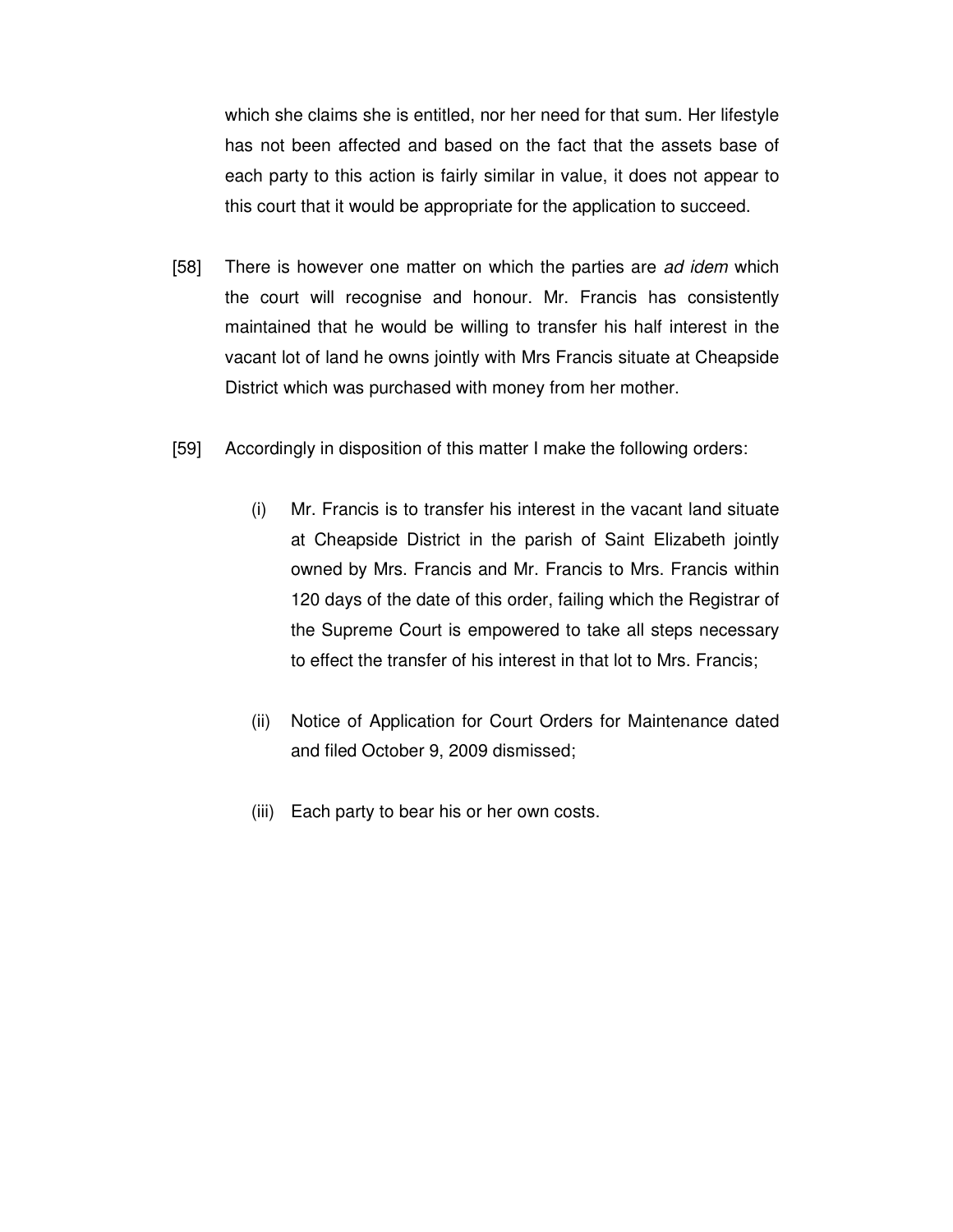which she claims she is entitled, nor her need for that sum. Her lifestyle has not been affected and based on the fact that the assets base of each party to this action is fairly similar in value, it does not appear to this court that it would be appropriate for the application to succeed.

[58] There is however one matter on which the parties are *ad idem* which the court will recognise and honour. Mr. Francis has consistently maintained that he would be willing to transfer his half interest in the vacant lot of land he owns jointly with Mrs Francis situate at Cheapside District which was purchased with money from her mother.

[59] Accordingly in disposition of this matter I make the following orders:

(i) Mr. Francis is to transfer his interest in the vacant land situate at Cheapside District in the parish of Saint Elizabeth jointly owned by Mrs. Francis and Mr. Francis to Mrs. Francis within 120 days of the date of this order, failing which the Registrar of the Supreme Court is empowered to take all steps necessary to effect the transfer of his interest in that lot to Mrs. Francis;

(ii) Notice of Application for Court Orders for Maintenance dated and filed October 9, 2009 dismissed;

(iii) Each party to bear his or her own costs.